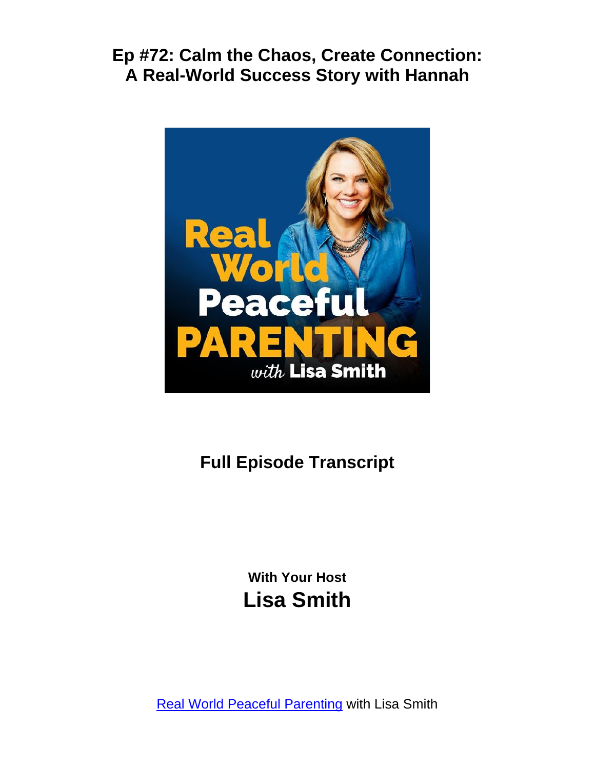# Ep #72: Calm the Chaos, Create Connection: A Real-World Success Story with Hannah

**Full Episode Transcript**

**With Your Host**

**Lisa Smith**

[Real World Peaceful Parenting](Real World Peaceful Parenting) with Lisa Smith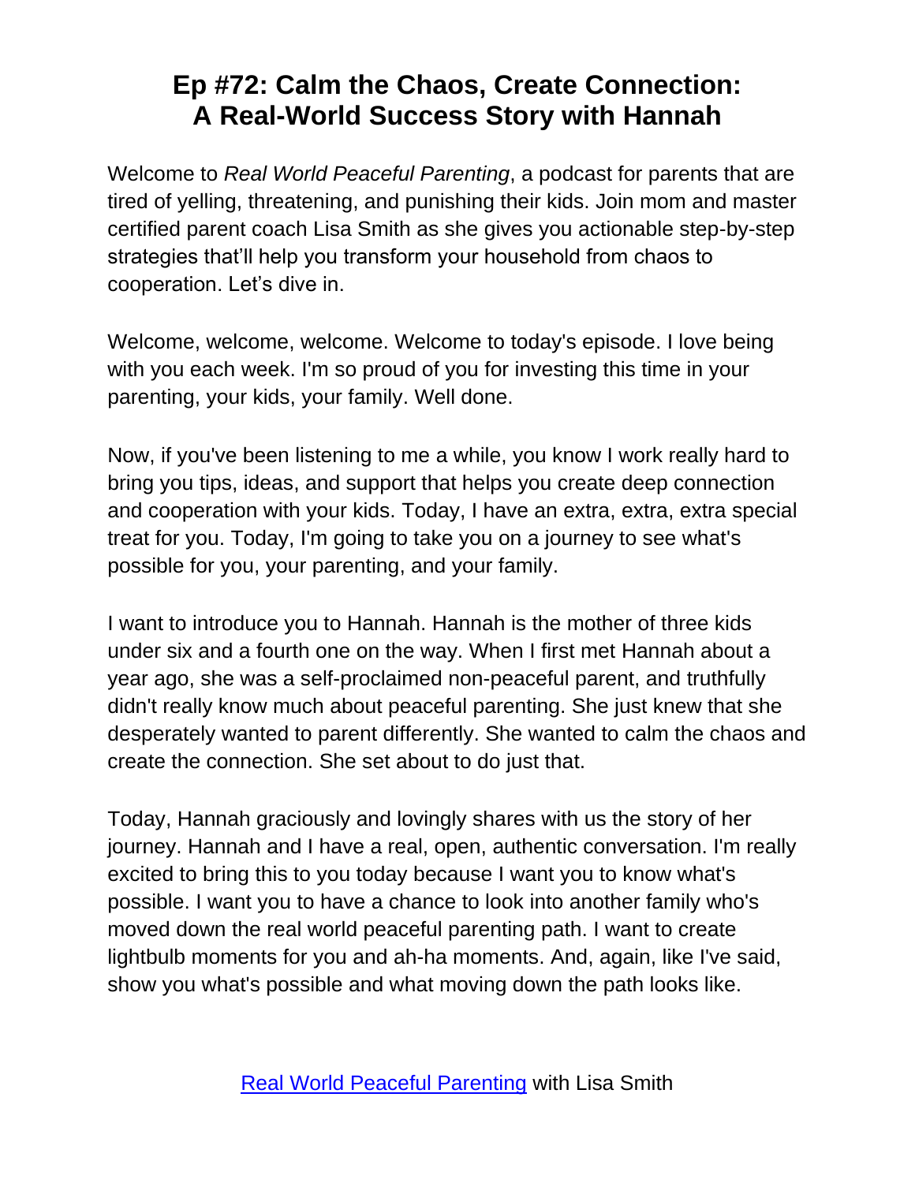# Ep #72: Calm the Chaos, Create Connection: A Real-World Success Story with Hannah

Welcome to *Real World Peaceful Parenting*, a podcast for parents that are tired of yelling, threatening, and punishing their kids. Join mom and master certified parent coach Lisa Smith as she gives you actionable step-by-step strategies that'll help you transform your household from chaos to cooperation. Let's dive in.

Welcome, welcome, welcome. Welcome to today's episode. I love being with you each week. I'm so proud of you for investing this time in your parenting, your kids, your family. Well done.

Now, if you've been listening to me a while, you know I work really hard to bring you tips, ideas, and support that helps you create deep connection and cooperation with your kids. Today, I have an extra, extra, extra special treat for you. Today, I'm going to take you on a journey to see what's possible for you, your parenting, and your family.

I want to introduce you to Hannah. Hannah is the mother of three kids under six and a fourth one on the way. When I first met Hannah about a year ago, she was a self-proclaimed non-peaceful parent, and truthfully didn't really know much about peaceful parenting. She just knew that she desperately wanted to parent differently. She wanted to calm the chaos and create the connection. She set about to do just that.

Today, Hannah graciously and lovingly shares with us the story of her journey. Hannah and I have a real, open, authentic conversation. I'm really excited to bring this to you today because I want you to know what's possible. I want you to have a chance to look into another family who's moved down the real world peaceful parenting path. I want to create lightbulb moments for you and ah-ha moments. And, again, like I've said, show you what's possible and what moving down the path looks like.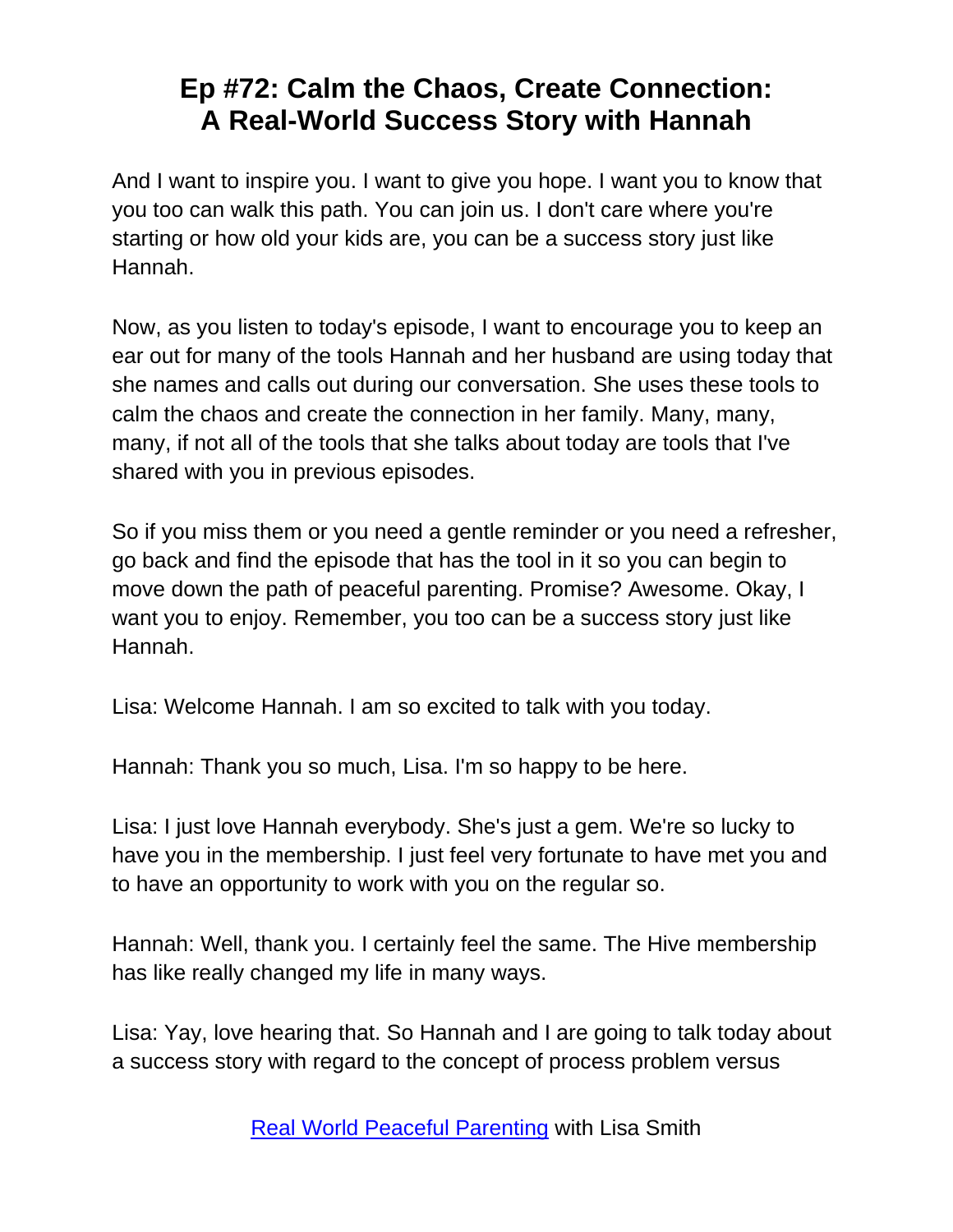# Ep #72: Calm the Chaos, Create Connection: A Real-World Success Story with Hannah

And I want to inspire you. I want to give you hope. I want you to know that you too can walk this path. You can join us. I don't care where you're starting or how old your kids are, you can be a success story just like Hannah.

Now, as you listen to today's episode, I want to encourage you to keep an ear out for many of the tools Hannah and her husband are using today that she names and calls out during our conversation. She uses these tools to calm the chaos and create the connection in her family. Many, many, many, if not all of the tools that she talks about today are tools that I've shared with you in previous episodes.

So if you miss them or you need a gentle reminder or you need a refresher, go back and find the episode that has the tool in it so you can begin to move down the path of peaceful parenting. Promise? Awesome. Okay, I want you to enjoy. Remember, you too can be a success story just like Hannah.

Lisa: Welcome Hannah. I am so excited to talk with you today.

Hannah: Thank you so much, Lisa. I'm so happy to be here.

Lisa: I just love Hannah everybody. She's just a gem. We're so lucky to have you in the membership. I just feel very fortunate to have met you and to have an opportunity to work with you on the regular so.

Hannah: Well, thank you. I certainly feel the same. The Hive membership has like really changed my life in many ways.

Lisa: Yay, love hearing that. So Hannah and I are going to talk today about a success story with regard to the concept of process problem versus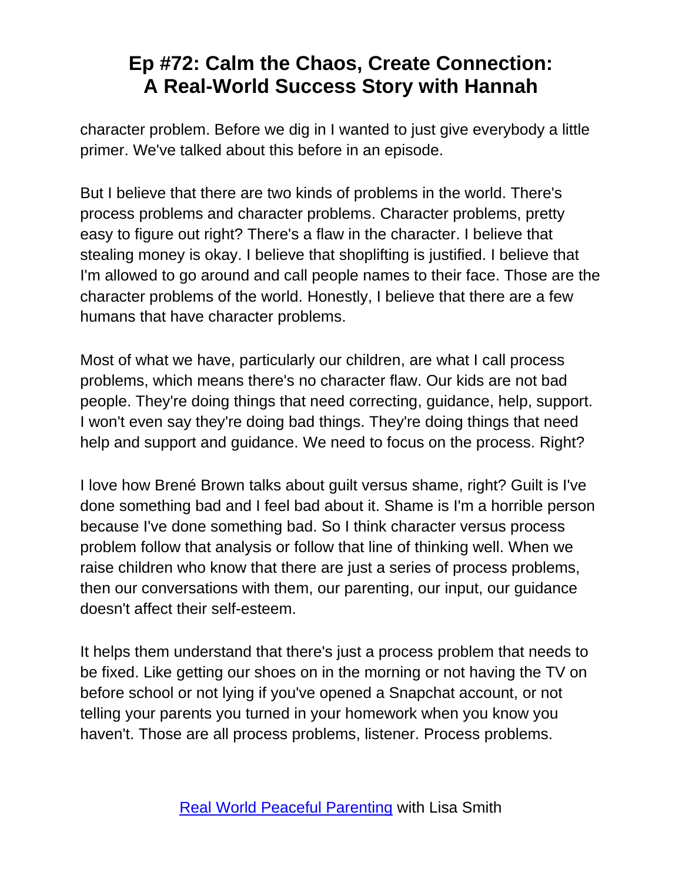character problem. Before we dig in I wanted to just give everybody a little primer. We've talked about this before in an episode.

But I believe that there are two kinds of problems in the world. There's process problems and character problems. Character problems, pretty easy to figure out right? There's a flaw in the character. I believe that stealing money is okay. I believe that shoplifting is justified. I believe that I'm allowed to go around and call people names to their face. Those are the character problems of the world. Honestly, I believe that there are a few humans that have character problems.

Most of what we have, particularly our children, are what I call process problems, which means there's no character flaw. Our kids are not bad people. They're doing things that need correcting, guidance, help, support. I won't even say they're doing bad things. They're doing things that need help and support and guidance. We need to focus on the process. Right?

I love how Brené Brown talks about guilt versus shame, right? Guilt is I've done something bad and I feel bad about it. Shame is I'm a horrible person because I've done something bad. So I think character versus process problem follow that analysis or follow that line of thinking well. When we raise children who know that there are just a series of process problems, then our conversations with them, our parenting, our input, our guidance doesn't affect their self-esteem.

It helps them understand that there's just a process problem that needs to be fixed. Like getting our shoes on in the morning or not having the TV on before school or not lying if you've opened a Snapchat account, or not telling your parents you turned in your homework when you know you haven't. Those are all process problems, listener. Process problems.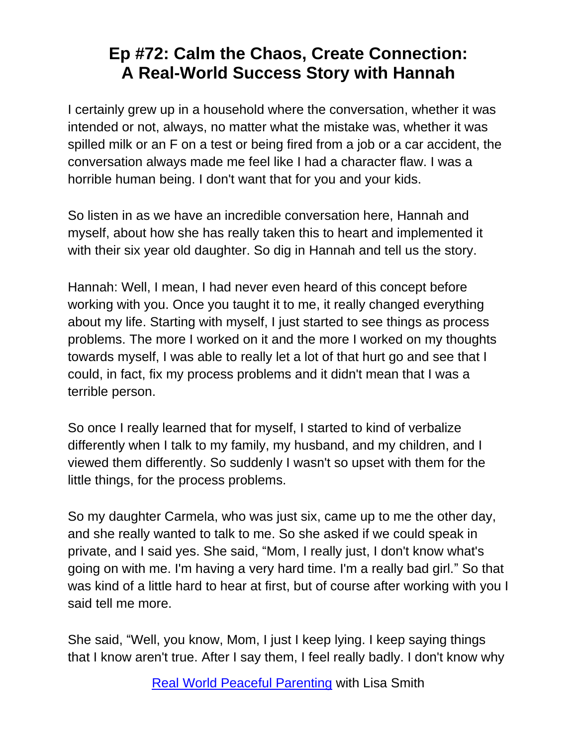# Ep #72: Calm the Chaos, Create Connection: A Real-World Success Story with Hannah

I certainly grew up in a household where the conversation, whether it was intended or not, always, no matter what the mistake was, whether it was spilled milk or an F on a test or being fired from a job or a car accident, the conversation always made me feel like I had a character flaw. I was a horrible human being. I don't want that for you and your kids.

So listen in as we have an incredible conversation here, Hannah and myself, about how she has really taken this to heart and implemented it with their six year old daughter. So dig in Hannah and tell us the story.

Hannah: Well, I mean, I had never even heard of this concept before working with you. Once you taught it to me, it really changed everything about my life. Starting with myself, I just started to see things as process problems. The more I worked on it and the more I worked on my thoughts towards myself, I was able to really let a lot of that hurt go and see that I could, in fact, fix my process problems and it didn't mean that I was a terrible person.

So once I really learned that for myself, I started to kind of verbalize differently when I talk to my family, my husband, and my children, and I viewed them differently. So suddenly I wasn't so upset with them for the little things, for the process problems.

So my daughter Carmela, who was just six, came up to me the other day, and she really wanted to talk to me. So she asked if we could speak in private, and I said yes. She said, "Mom, I really just, I don't know what's going on with me. I'm having a very hard time. I'm a really bad girl." So that was kind of a little hard to hear at first, but of course after working with you I said tell me more.

She said, "Well, you know, Mom, I just I keep lying. I keep saying things that I know aren't true. After I say them, I feel really badly. I don't know why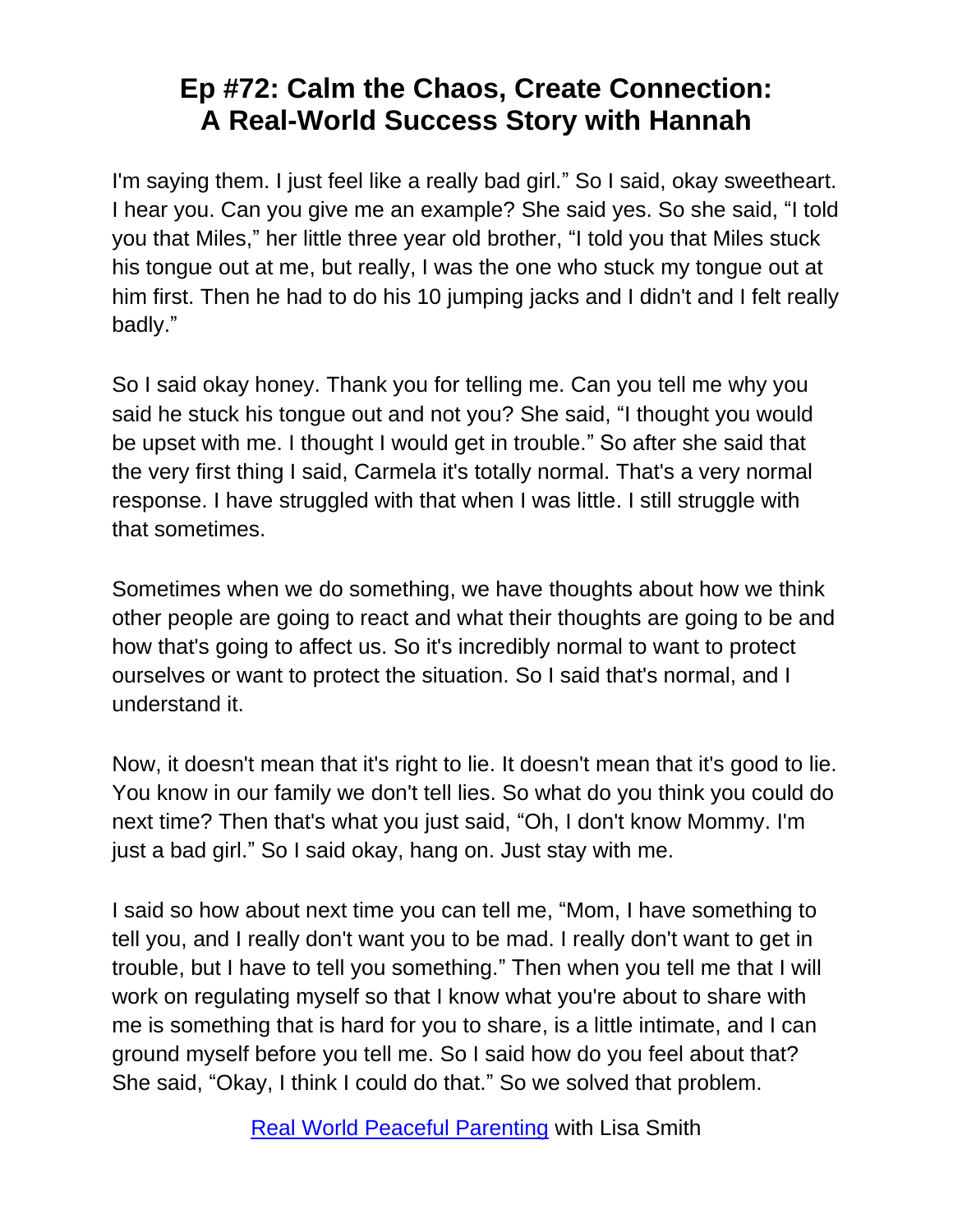I'm saying them. I just feel like a really bad girl." So I said, okay sweetheart. I hear you. Can you give me an example? She said yes. So she said, "I told you that Miles," her little three year old brother, "I told you that Miles stuck his tongue out at me, but really, I was the one who stuck my tongue out at him first. Then he had to do his 10 jumping jacks and I didn't and I felt really badly."

So I said okay honey. Thank you for telling me. Can you tell me why you said he stuck his tongue out and not you? She said, "I thought you would be upset with me. I thought I would get in trouble." So after she said that the very first thing I said, Carmela it's totally normal. That's a very normal response. I have struggled with that when I was little. I still struggle with that sometimes.

Sometimes when we do something, we have thoughts about how we think other people are going to react and what their thoughts are going to be and how that's going to affect us. So it's incredibly normal to want to protect ourselves or want to protect the situation. So I said that's normal, and I understand it.

Now, it doesn't mean that it's right to lie. It doesn't mean that it's good to lie. You know in our family we don't tell lies. So what do you think you could do next time? Then that's what you just said, "Oh, I don't know Mommy. I'm just a bad girl." So I said okay, hang on. Just stay with me.

I said so how about next time you can tell me, "Mom, I have something to tell you, and I really don't want you to be mad. I really don't want to get in trouble, but I have to tell you something." Then when you tell me that I will work on regulating myself so that I know what you're about to share with me is something that is hard for you to share, is a little intimate, and I can ground myself before you tell me. So I said how do you feel about that? She said, "Okay, I think I could do that." So we solved that problem.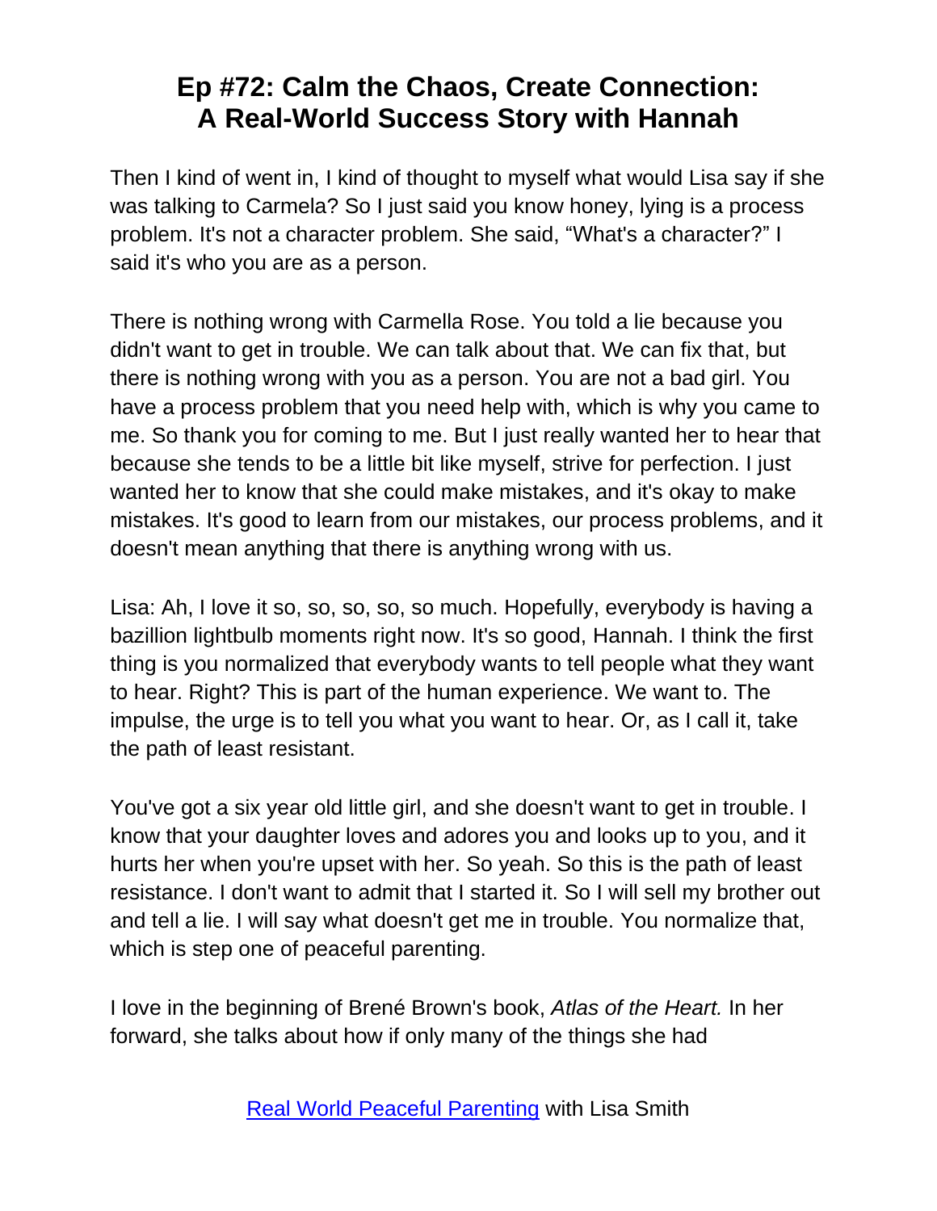Then I kind of went in, I kind of thought to myself what would Lisa say if she was talking to Carmela? So I just said you know honey, lying is a process problem. It's not a character problem. She said, "What's a character?" I said it's who you are as a person.

There is nothing wrong with Carmella Rose. You told a lie because you didn't want to get in trouble. We can talk about that. We can fix that, but there is nothing wrong with you as a person. You are not a bad girl. You have a process problem that you need help with, which is why you came to me. So thank you for coming to me. But I just really wanted her to hear that because she tends to be a little bit like myself, strive for perfection. I just wanted her to know that she could make mistakes, and it's okay to make mistakes. It's good to learn from our mistakes, our process problems, and it doesn't mean anything that there is anything wrong with us.

Lisa: Ah, I love it so, so, so, so, so much. Hopefully, everybody is having a bazillion lightbulb moments right now. It's so good, Hannah. I think the first thing is you normalized that everybody wants to tell people what they want to hear. Right? This is part of the human experience. We want to. The impulse, the urge is to tell you what you want to hear. Or, as I call it, take the path of least resistant.

You've got a six year old little girl, and she doesn't want to get in trouble. I know that your daughter loves and adores you and looks up to you, and it hurts her when you're upset with her. So yeah. So this is the path of least resistance. I don't want to admit that I started it. So I will sell my brother out and tell a lie. I will say what doesn't get me in trouble. You normalize that, which is step one of peaceful parenting.

I love in the beginning of Brené Brown's book, *Atlas of the Heart.* In her forward, she talks about how if only many of the things she had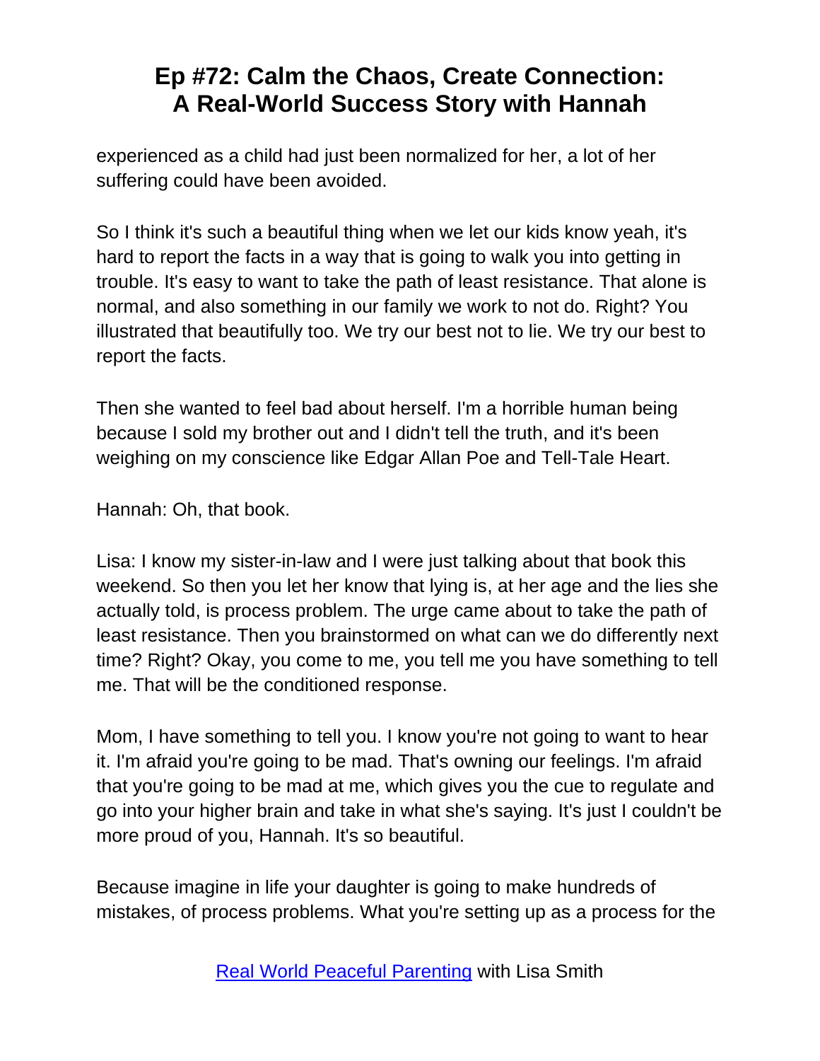experienced as a child had just been normalized for her, a lot of her suffering could have been avoided.

So I think it's such a beautiful thing when we let our kids know yeah, it's hard to report the facts in a way that is going to walk you into getting in trouble. It's easy to want to take the path of least resistance. That alone is normal, and also something in our family we work to not do. Right? You illustrated that beautifully too. We try our best not to lie. We try our best to report the facts.

Then she wanted to feel bad about herself. I'm a horrible human being because I sold my brother out and I didn't tell the truth, and it's been weighing on my conscience like Edgar Allan Poe and Tell-Tale Heart.

Hannah: Oh, that book.

Lisa: I know my sister-in-law and I were just talking about that book this weekend. So then you let her know that lying is, at her age and the lies she actually told, is process problem. The urge came about to take the path of least resistance. Then you brainstormed on what can we do differently next time? Right? Okay, you come to me, you tell me you have something to tell me. That will be the conditioned response.

Mom, I have something to tell you. I know you're not going to want to hear it. I'm afraid you're going to be mad. That's owning our feelings. I'm afraid that you're going to be mad at me, which gives you the cue to regulate and go into your higher brain and take in what she's saying. It's just I couldn't be more proud of you, Hannah. It's so beautiful.

Because imagine in life your daughter is going to make hundreds of mistakes, of process problems. What you're setting up as a process for the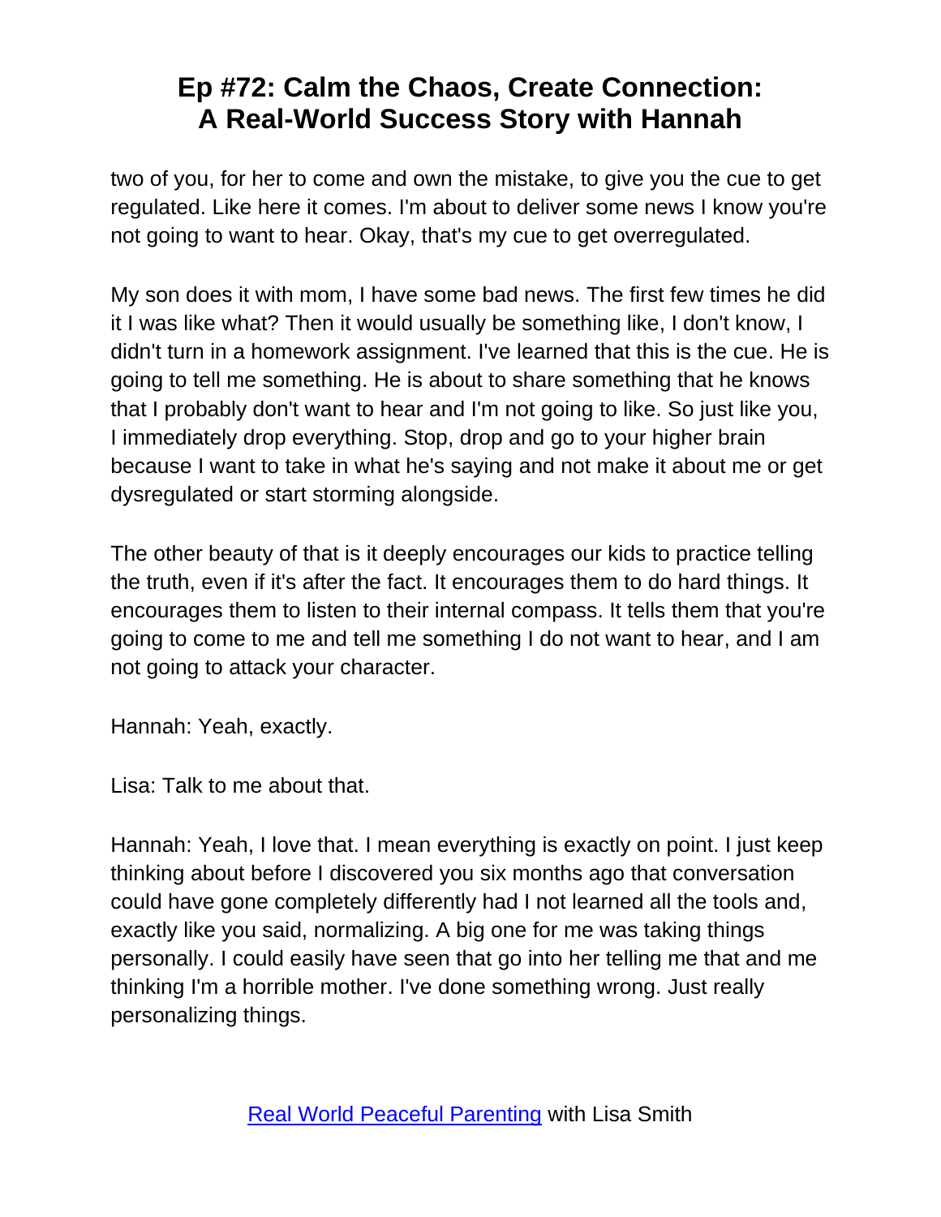two of you, for her to come and own the mistake, to give you the cue to get regulated. Like here it comes. I'm about to deliver some news I know you're not going to want to hear. Okay, that's my cue to get overregulated.

My son does it with mom, I have some bad news. The first few times he did it I was like what? Then it would usually be something like, I don't know, I didn't turn in a homework assignment. I've learned that this is the cue. He is going to tell me something. He is about to share something that he knows that I probably don't want to hear and I'm not going to like. So just like you, I immediately drop everything. Stop, drop and go to your higher brain because I want to take in what he's saying and not make it about me or get dysregulated or start storming alongside.

The other beauty of that is it deeply encourages our kids to practice telling the truth, even if it's after the fact. It encourages them to do hard things. It encourages them to listen to their internal compass. It tells them that you're going to come to me and tell me something I do not want to hear, and I am not going to attack your character.

Hannah: Yeah, exactly.

Lisa: Talk to me about that.

Hannah: Yeah, I love that. I mean everything is exactly on point. I just keep thinking about before I discovered you six months ago that conversation could have gone completely differently had I not learned all the tools and, exactly like you said, normalizing. A big one for me was taking things personally. I could easily have seen that go into her telling me that and me thinking I'm a horrible mother. I've done something wrong. Just really personalizing things.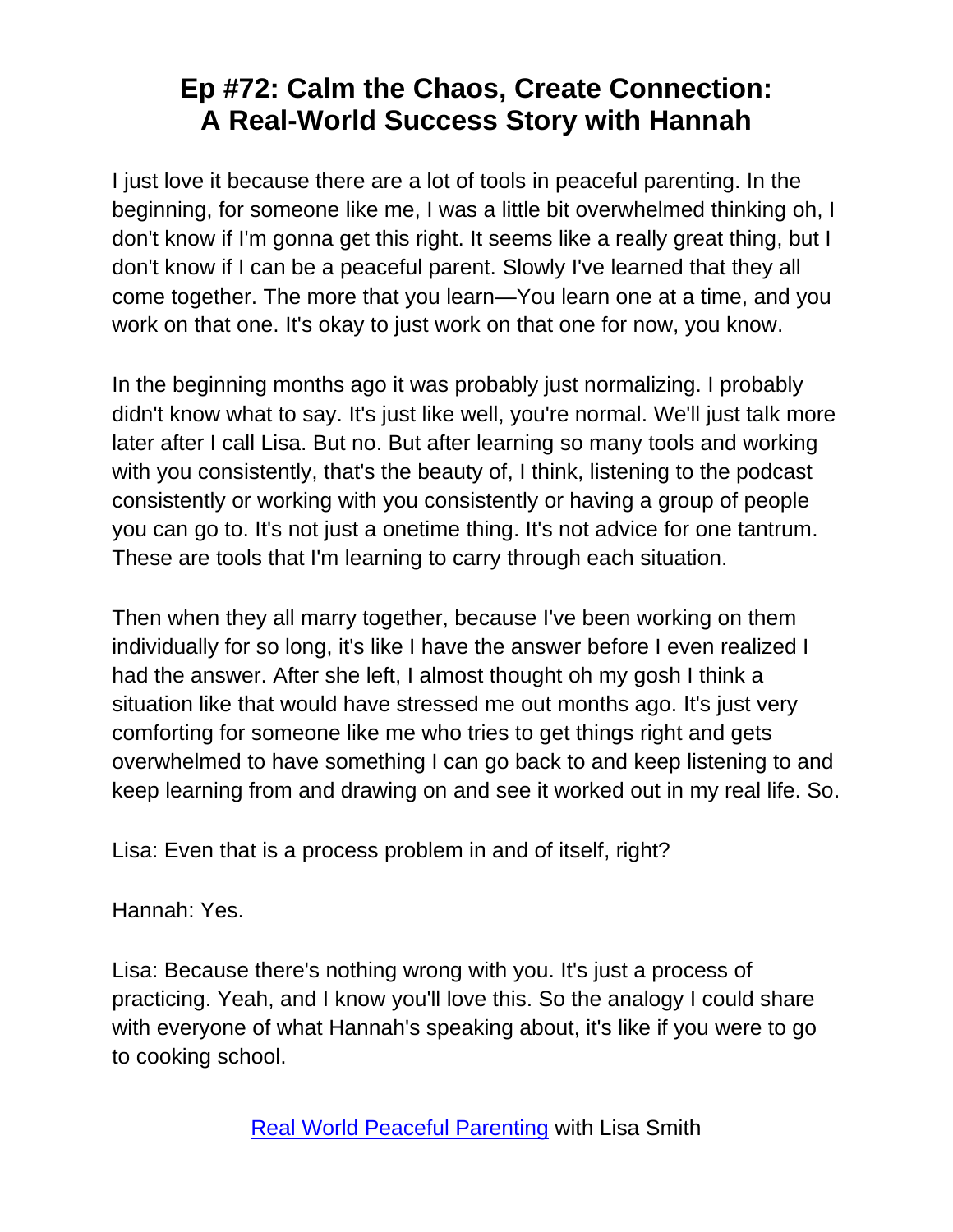# Ep #72: Calm the Chaos, Create Connection: A Real-World Success Story with Hannah

I just love it because there are a lot of tools in peaceful parenting. In the beginning, for someone like me, I was a little bit overwhelmed thinking oh, I don't know if I'm gonna get this right. It seems like a really great thing, but I don't know if I can be a peaceful parent. Slowly I've learned that they all come together. The more that you learn—You learn one at a time, and you work on that one. It's okay to just work on that one for now, you know.

In the beginning months ago it was probably just normalizing. I probably didn't know what to say. It's just like well, you're normal. We'll just talk more later after I call Lisa. But no. But after learning so many tools and working with you consistently, that's the beauty of, I think, listening to the podcast consistently or working with you consistently or having a group of people you can go to. It's not just a onetime thing. It's not advice for one tantrum. These are tools that I'm learning to carry through each situation.

Then when they all marry together, because I've been working on them individually for so long, it's like I have the answer before I even realized I had the answer. After she left, I almost thought oh my gosh I think a situation like that would have stressed me out months ago. It's just very comforting for someone like me who tries to get things right and gets overwhelmed to have something I can go back to and keep listening to and keep learning from and drawing on and see it worked out in my real life. So.

Lisa: Even that is a process problem in and of itself, right?

Hannah: Yes.

Lisa: Because there's nothing wrong with you. It's just a process of practicing. Yeah, and I know you'll love this. So the analogy I could share with everyone of what Hannah's speaking about, it's like if you were to go to cooking school.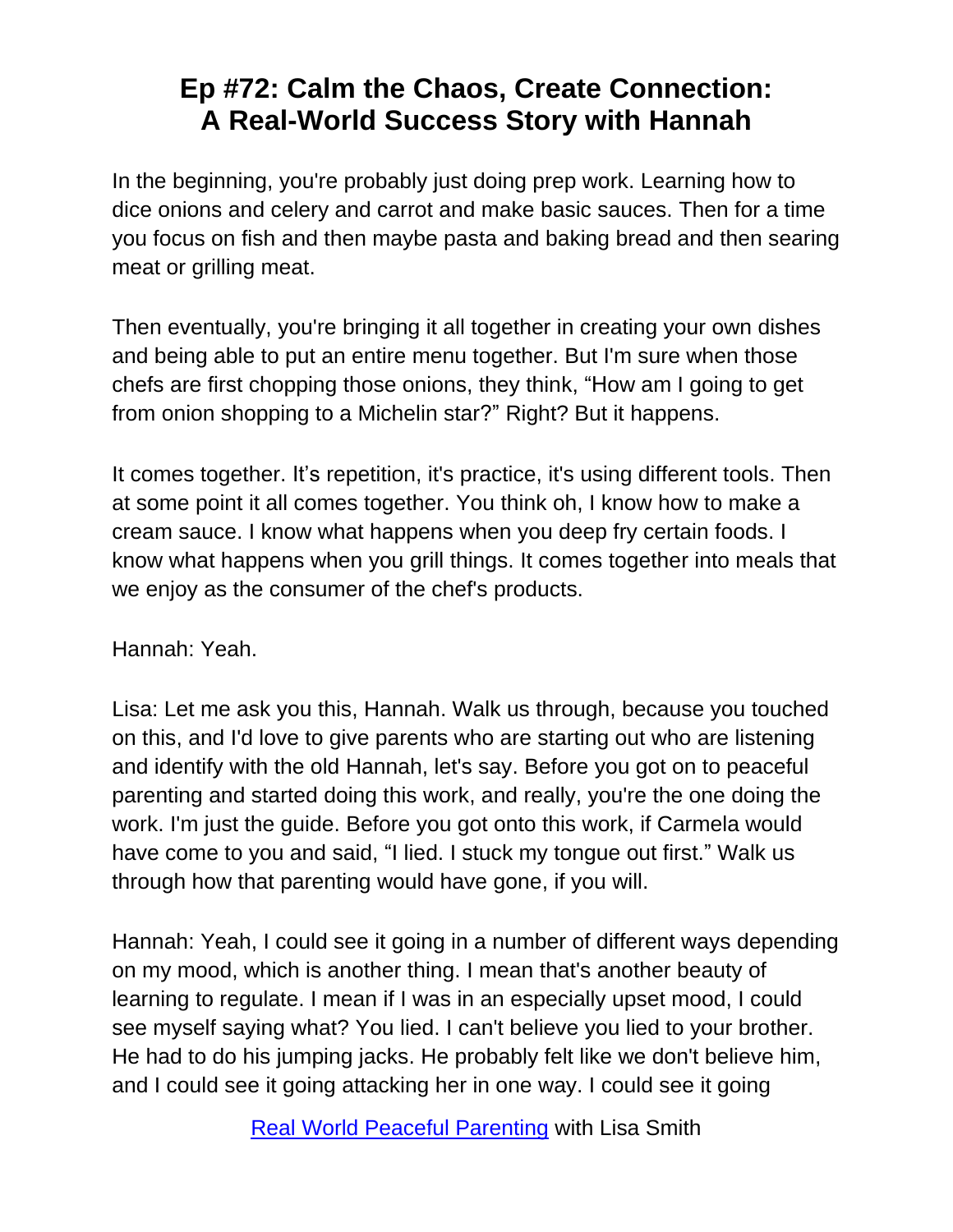# Ep #72: Calm the Chaos, Create Connection: A Real-World Success Story with Hannah

In the beginning, you're probably just doing prep work. Learning how to dice onions and celery and carrot and make basic sauces. Then for a time you focus on fish and then maybe pasta and baking bread and then searing meat or grilling meat.

Then eventually, you're bringing it all together in creating your own dishes and being able to put an entire menu together. But I'm sure when those chefs are first chopping those onions, they think, "How am I going to get from onion shopping to a Michelin star?" Right? But it happens.

It comes together. It's repetition, it's practice, it's using different tools. Then at some point it all comes together. You think oh, I know how to make a cream sauce. I know what happens when you deep fry certain foods. I know what happens when you grill things. It comes together into meals that we enjoy as the consumer of the chef's products.

Hannah: Yeah.

Lisa: Let me ask you this, Hannah. Walk us through, because you touched on this, and I'd love to give parents who are starting out who are listening and identify with the old Hannah, let's say. Before you got on to peaceful parenting and started doing this work, and really, you're the one doing the work. I'm just the guide. Before you got onto this work, if Carmela would have come to you and said, "I lied. I stuck my tongue out first." Walk us through how that parenting would have gone, if you will.

Hannah: Yeah, I could see it going in a number of different ways depending on my mood, which is another thing. I mean that's another beauty of learning to regulate. I mean if I was in an especially upset mood, I could see myself saying what? You lied. I can't believe you lied to your brother. He had to do his jumping jacks. He probably felt like we don't believe him, and I could see it going attacking her in one way. I could see it going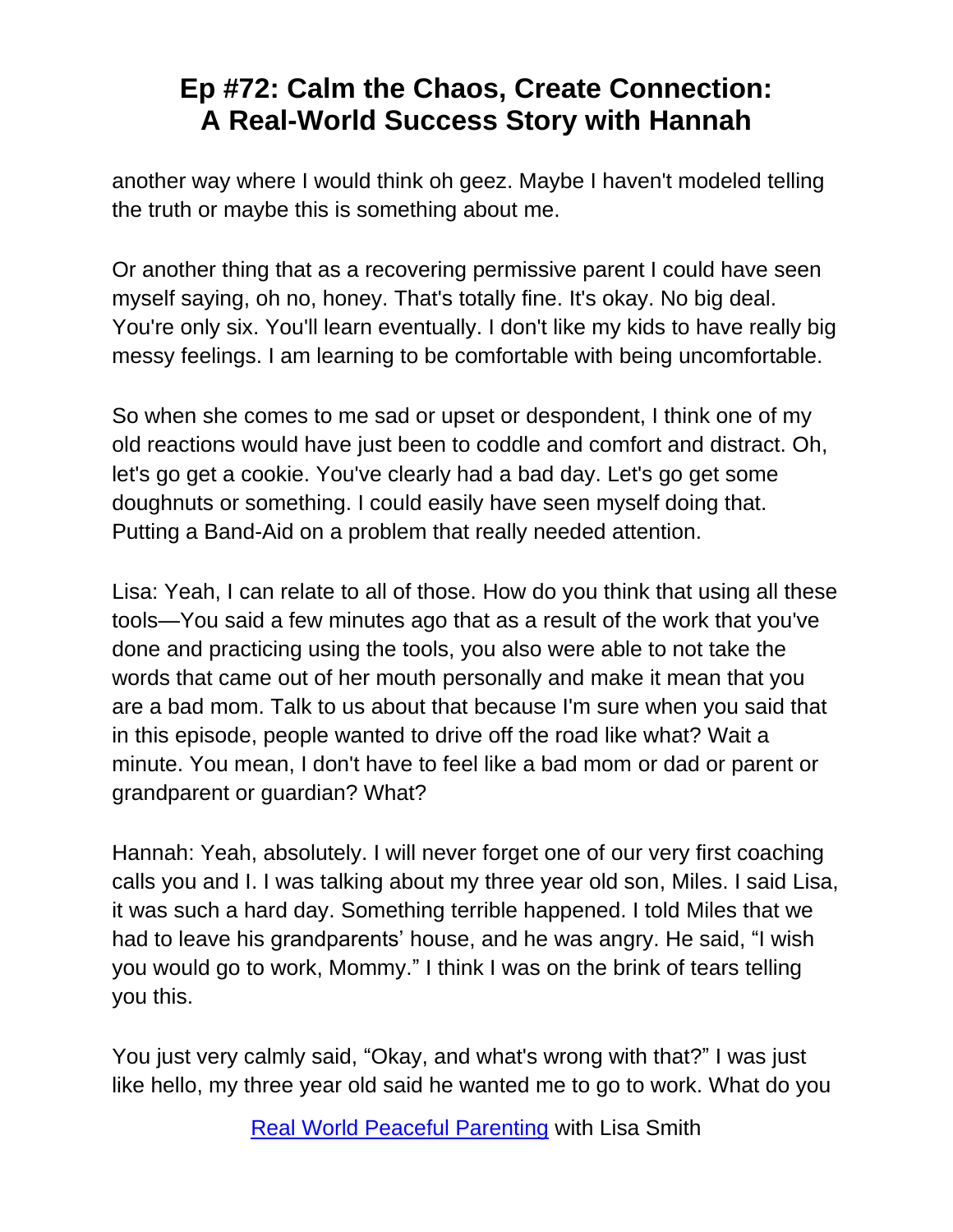another way where I would think oh geez. Maybe I haven't modeled telling the truth or maybe this is something about me.

Or another thing that as a recovering permissive parent I could have seen myself saying, oh no, honey. That's totally fine. It's okay. No big deal. You're only six. You'll learn eventually. I don't like my kids to have really big messy feelings. I am learning to be comfortable with being uncomfortable.

So when she comes to me sad or upset or despondent, I think one of my old reactions would have just been to coddle and comfort and distract. Oh, let's go get a cookie. You've clearly had a bad day. Let's go get some doughnuts or something. I could easily have seen myself doing that. Putting a Band-Aid on a problem that really needed attention.

Lisa: Yeah, I can relate to all of those. How do you think that using all these tools—You said a few minutes ago that as a result of the work that you've done and practicing using the tools, you also were able to not take the words that came out of her mouth personally and make it mean that you are a bad mom. Talk to us about that because I'm sure when you said that in this episode, people wanted to drive off the road like what? Wait a minute. You mean, I don't have to feel like a bad mom or dad or parent or grandparent or guardian? What?

Hannah: Yeah, absolutely. I will never forget one of our very first coaching calls you and I. I was talking about my three year old son, Miles. I said Lisa, it was such a hard day. Something terrible happened. I told Miles that we had to leave his grandparents' house, and he was angry. He said, "I wish you would go to work, Mommy." I think I was on the brink of tears telling you this.

You just very calmly said, "Okay, and what's wrong with that?" I was just like hello, my three year old said he wanted me to go to work. What do you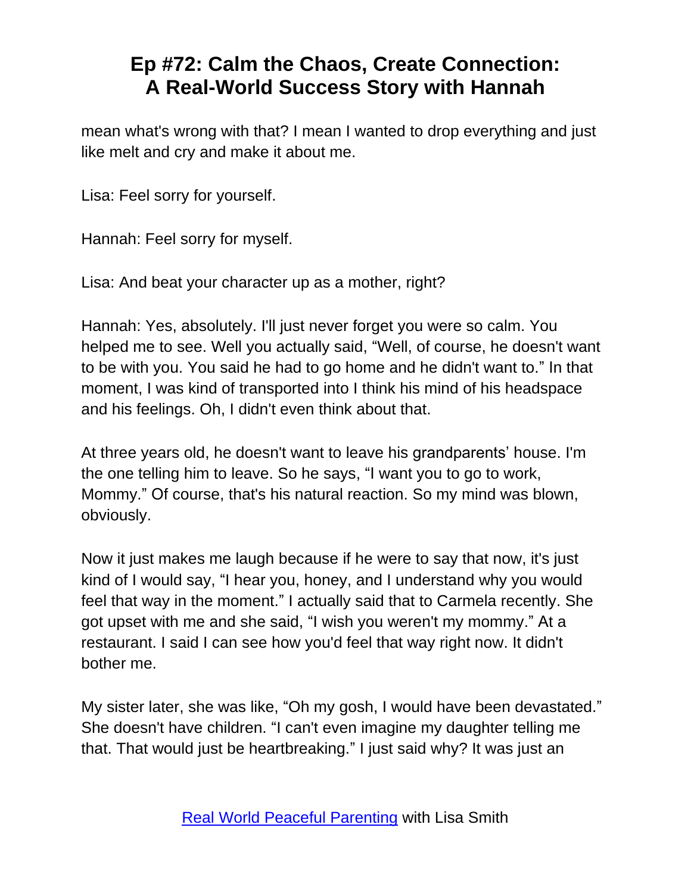mean what's wrong with that? I mean I wanted to drop everything and just like melt and cry and make it about me.

Lisa: Feel sorry for yourself.

Hannah: Feel sorry for myself.

Lisa: And beat your character up as a mother, right?

Hannah: Yes, absolutely. I'll just never forget you were so calm. You helped me to see. Well you actually said, "Well, of course, he doesn't want to be with you. You said he had to go home and he didn't want to." In that moment, I was kind of transported into I think his mind of his headspace and his feelings. Oh, I didn't even think about that.

At three years old, he doesn't want to leave his grandparents' house. I'm the one telling him to leave. So he says, "I want you to go to work, Mommy." Of course, that's his natural reaction. So my mind was blown, obviously.

Now it just makes me laugh because if he were to say that now, it's just kind of I would say, "I hear you, honey, and I understand why you would feel that way in the moment." I actually said that to Carmela recently. She got upset with me and she said, "I wish you weren't my mommy." At a restaurant. I said I can see how you'd feel that way right now. It didn't bother me.

My sister later, she was like, "Oh my gosh, I would have been devastated." She doesn't have children. "I can't even imagine my daughter telling me that. That would just be heartbreaking." I just said why? It was just an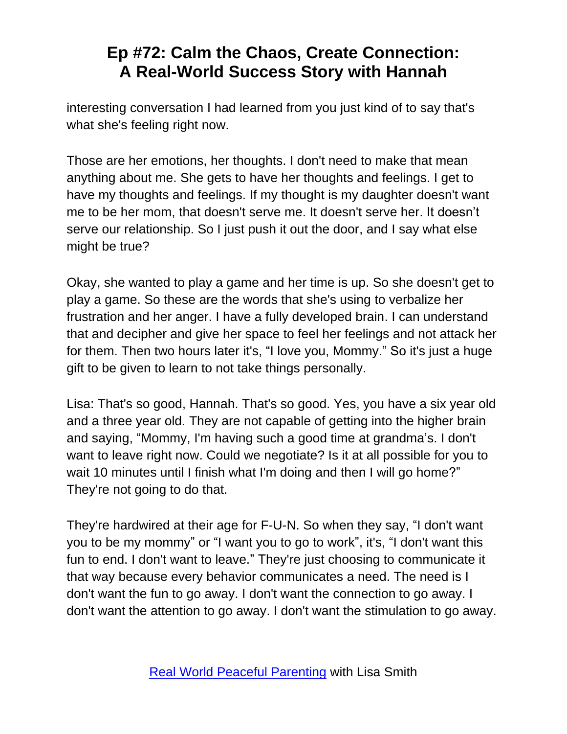interesting conversation I had learned from you just kind of to say that's what she's feeling right now.

Those are her emotions, her thoughts. I don't need to make that mean anything about me. She gets to have her thoughts and feelings. I get to have my thoughts and feelings. If my thought is my daughter doesn't want me to be her mom, that doesn't serve me. It doesn't serve her. It doesn't serve our relationship. So I just push it out the door, and I say what else might be true?

Okay, she wanted to play a game and her time is up. So she doesn't get to play a game. So these are the words that she's using to verbalize her frustration and her anger. I have a fully developed brain. I can understand that and decipher and give her space to feel her feelings and not attack her for them. Then two hours later it's, "I love you, Mommy." So it's just a huge gift to be given to learn to not take things personally.

Lisa: That's so good, Hannah. That's so good. Yes, you have a six year old and a three year old. They are not capable of getting into the higher brain and saying, "Mommy, I'm having such a good time at grandma's. I don't want to leave right now. Could we negotiate? Is it at all possible for you to wait 10 minutes until I finish what I'm doing and then I will go home?" They're not going to do that.

They're hardwired at their age for F-U-N. So when they say, "I don't want you to be my mommy" or "I want you to go to work", it's, "I don't want this fun to end. I don't want to leave." They're just choosing to communicate it that way because every behavior communicates a need. The need is I don't want the fun to go away. I don't want the connection to go away. I don't want the attention to go away. I don't want the stimulation to go away.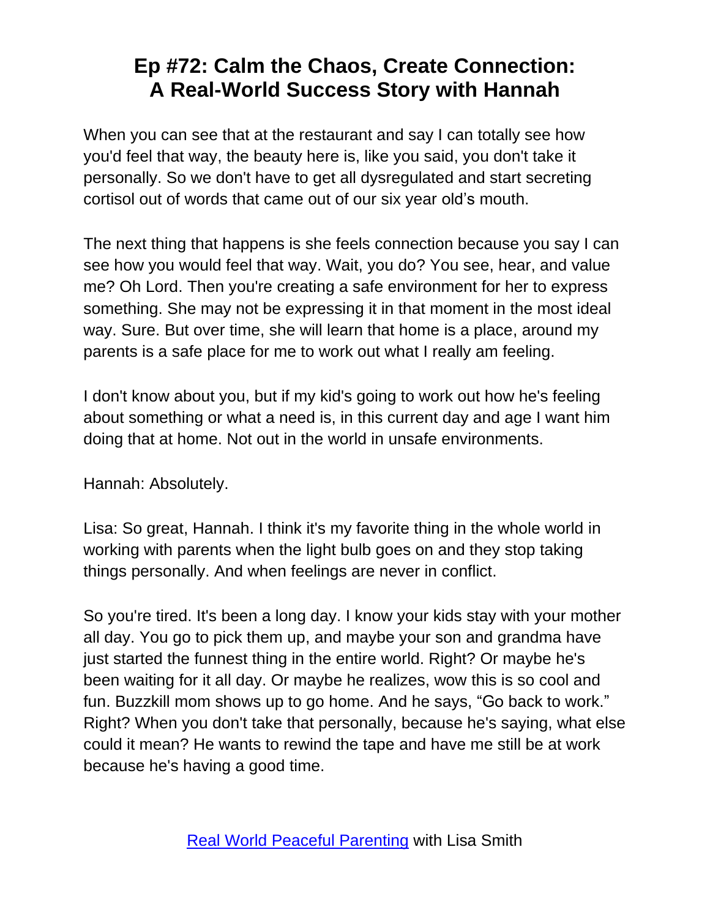When you can see that at the restaurant and say I can totally see how you'd feel that way, the beauty here is, like you said, you don't take it personally. So we don't have to get all dysregulated and start secreting cortisol out of words that came out of our six year old's mouth.

The next thing that happens is she feels connection because you say I can see how you would feel that way. Wait, you do? You see, hear, and value me? Oh Lord. Then you're creating a safe environment for her to express something. She may not be expressing it in that moment in the most ideal way. Sure. But over time, she will learn that home is a place, around my parents is a safe place for me to work out what I really am feeling.

I don't know about you, but if my kid's going to work out how he's feeling about something or what a need is, in this current day and age I want him doing that at home. Not out in the world in unsafe environments.

Hannah: Absolutely.

Lisa: So great, Hannah. I think it's my favorite thing in the whole world in working with parents when the light bulb goes on and they stop taking things personally. And when feelings are never in conflict.

So you're tired. It's been a long day. I know your kids stay with your mother all day. You go to pick them up, and maybe your son and grandma have just started the funnest thing in the entire world. Right? Or maybe he's been waiting for it all day. Or maybe he realizes, wow this is so cool and fun. Buzzkill mom shows up to go home. And he says, "Go back to work." Right? When you don't take that personally, because he's saying, what else could it mean? He wants to rewind the tape and have me still be at work because he's having a good time.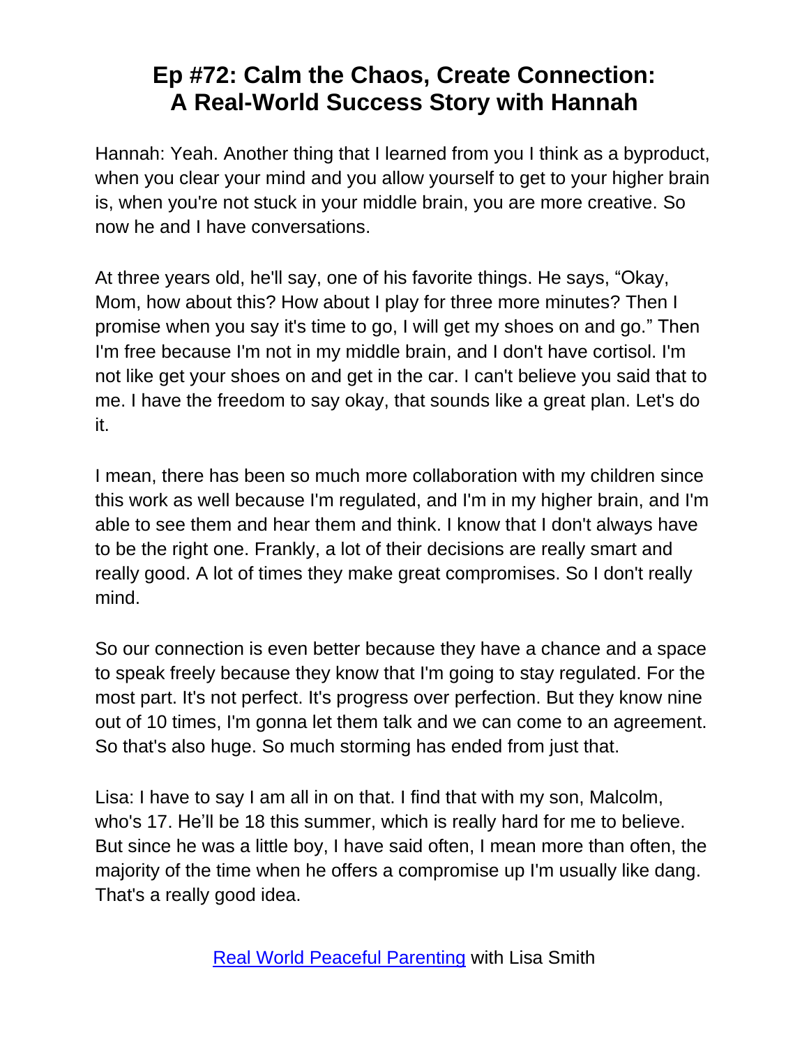# Ep #72: Calm the Chaos, Create Connection: A Real-World Success Story with Hannah

Hannah: Yeah. Another thing that I learned from you I think as a byproduct, when you clear your mind and you allow yourself to get to your higher brain is, when you're not stuck in your middle brain, you are more creative. So now he and I have conversations.

At three years old, he'll say, one of his favorite things. He says, “Okay, Mom, how about this? How about I play for three more minutes? Then I promise when you say it's time to go, I will get my shoes on and go.” Then I'm free because I'm not in my middle brain, and I don't have cortisol. I'm not like get your shoes on and get in the car. I can't believe you said that to me. I have the freedom to say okay, that sounds like a great plan. Let's do it.

I mean, there has been so much more collaboration with my children since this work as well because I'm regulated, and I'm in my higher brain, and I'm able to see them and hear them and think. I know that I don't always have to be the right one. Frankly, a lot of their decisions are really smart and really good. A lot of times they make great compromises. So I don't really mind.

So our connection is even better because they have a chance and a space to speak freely because they know that I'm going to stay regulated. For the most part. It's not perfect. It's progress over perfection. But they know nine out of 10 times, I'm gonna let them talk and we can come to an agreement. So that's also huge. So much storming has ended from just that.

Lisa: I have to say I am all in on that. I find that with my son, Malcolm, who's 17. He'll be 18 this summer, which is really hard for me to believe. But since he was a little boy, I have said often, I mean more than often, the majority of the time when he offers a compromise up I'm usually like dang. That's a really good idea.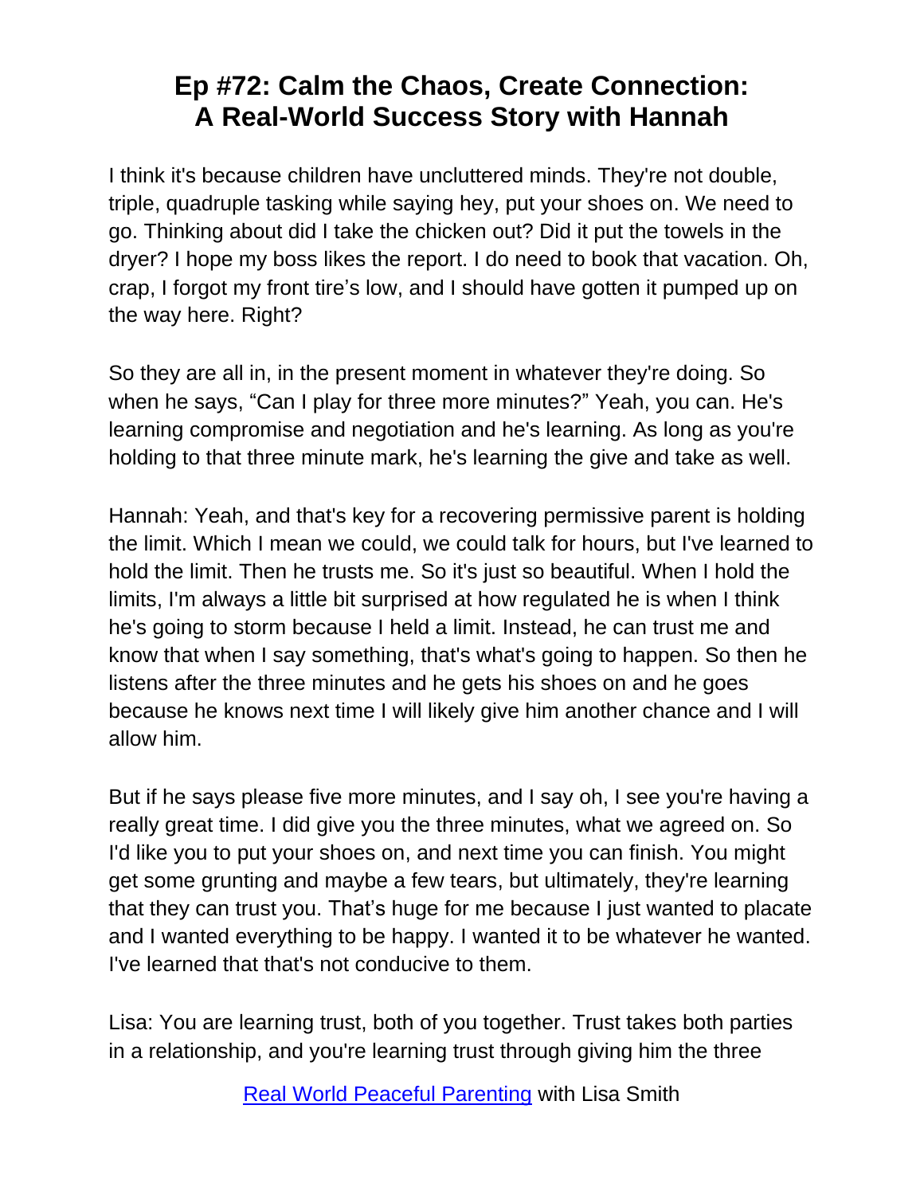I think it's because children have uncluttered minds. They're not double, triple, quadruple tasking while saying hey, put your shoes on. We need to go. Thinking about did I take the chicken out? Did it put the towels in the dryer? I hope my boss likes the report. I do need to book that vacation. Oh, crap, I forgot my front tire's low, and I should have gotten it pumped up on the way here. Right?

So they are all in, in the present moment in whatever they're doing. So when he says, "Can I play for three more minutes?" Yeah, you can. He's learning compromise and negotiation and he's learning. As long as you're holding to that three minute mark, he's learning the give and take as well.

Hannah: Yeah, and that's key for a recovering permissive parent is holding the limit. Which I mean we could, we could talk for hours, but I've learned to hold the limit. Then he trusts me. So it's just so beautiful. When I hold the limits, I'm always a little bit surprised at how regulated he is when I think he's going to storm because I held a limit. Instead, he can trust me and know that when I say something, that's what's going to happen. So then he listens after the three minutes and he gets his shoes on and he goes because he knows next time I will likely give him another chance and I will allow him.

But if he says please five more minutes, and I say oh, I see you're having a really great time. I did give you the three minutes, what we agreed on. So I'd like you to put your shoes on, and next time you can finish. You might get some grunting and maybe a few tears, but ultimately, they're learning that they can trust you. That's huge for me because I just wanted to placate and I wanted everything to be happy. I wanted it to be whatever he wanted. I've learned that that's not conducive to them.

Lisa: You are learning trust, both of you together. Trust takes both parties in a relationship, and you're learning trust through giving him the three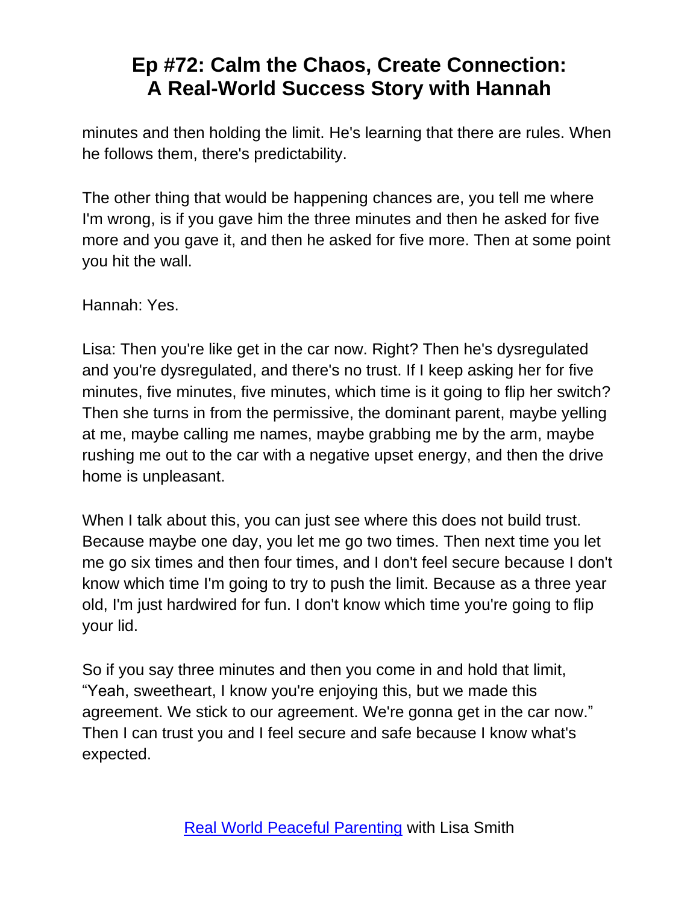minutes and then holding the limit. He's learning that there are rules. When he follows them, there's predictability.

The other thing that would be happening chances are, you tell me where I'm wrong, is if you gave him the three minutes and then he asked for five more and you gave it, and then he asked for five more. Then at some point you hit the wall.

Hannah: Yes.

Lisa: Then you're like get in the car now. Right? Then he's dysregulated and you're dysregulated, and there's no trust. If I keep asking her for five minutes, five minutes, five minutes, which time is it going to flip her switch? Then she turns in from the permissive, the dominant parent, maybe yelling at me, maybe calling me names, maybe grabbing me by the arm, maybe rushing me out to the car with a negative upset energy, and then the drive home is unpleasant.

When I talk about this, you can just see where this does not build trust. Because maybe one day, you let me go two times. Then next time you let me go six times and then four times, and I don't feel secure because I don't know which time I'm going to try to push the limit. Because as a three year old, I'm just hardwired for fun. I don't know which time you're going to flip your lid.

So if you say three minutes and then you come in and hold that limit, "Yeah, sweetheart, I know you're enjoying this, but we made this agreement. We stick to our agreement. We're gonna get in the car now." Then I can trust you and I feel secure and safe because I know what's expected.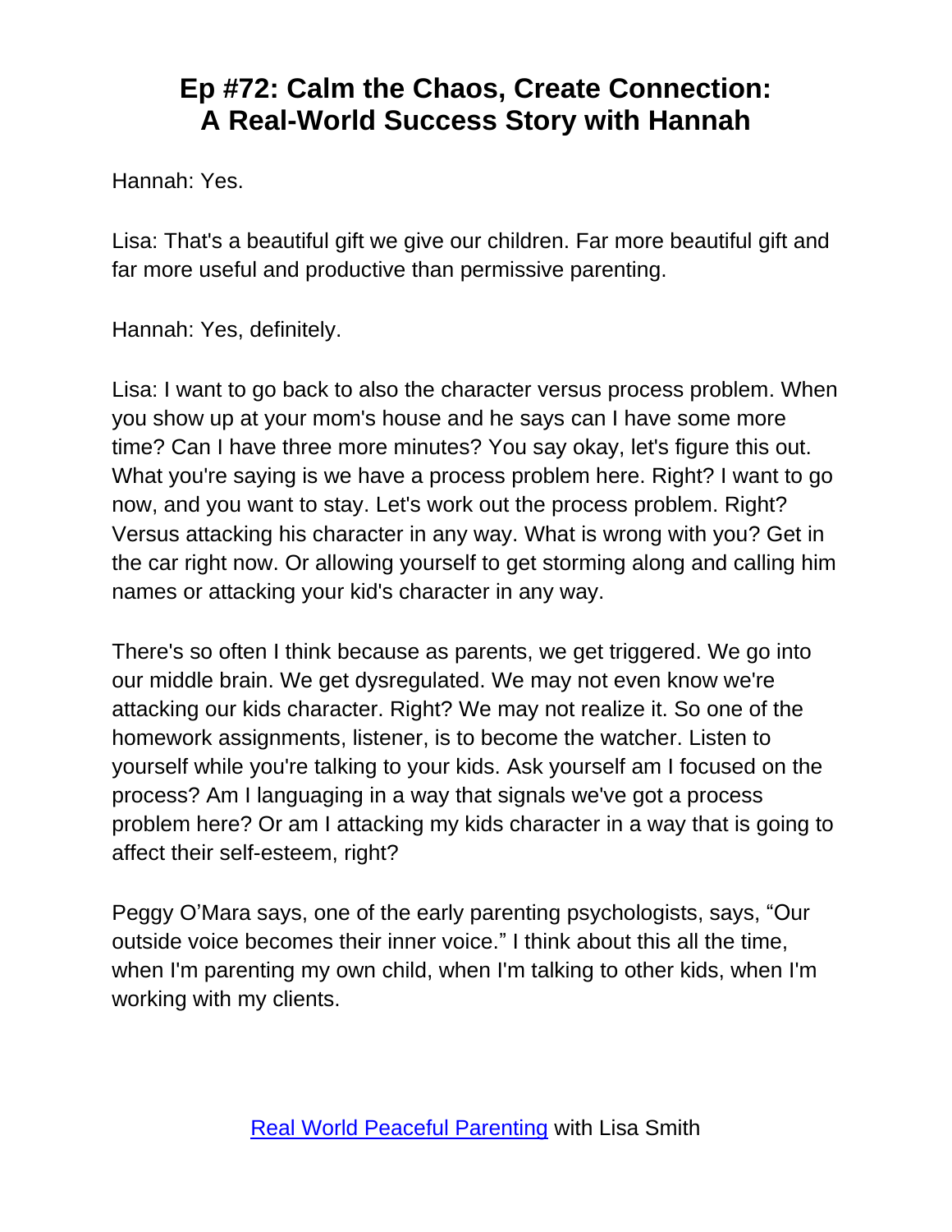Hannah: Yes.

Lisa: That's a beautiful gift we give our children. Far more beautiful gift and far more useful and productive than permissive parenting.

Hannah: Yes, definitely.

Lisa: I want to go back to also the character versus process problem. When you show up at your mom's house and he says can I have some more time? Can I have three more minutes? You say okay, let's figure this out. What you're saying is we have a process problem here. Right? I want to go now, and you want to stay. Let's work out the process problem. Right? Versus attacking his character in any way. What is wrong with you? Get in the car right now. Or allowing yourself to get storming along and calling him names or attacking your kid's character in any way.

There's so often I think because as parents, we get triggered. We go into our middle brain. We get dysregulated. We may not even know we're attacking our kids character. Right? We may not realize it. So one of the homework assignments, listener, is to become the watcher. Listen to yourself while you're talking to your kids. Ask yourself am I focused on the process? Am I languaging in a way that signals we've got a process problem here? Or am I attacking my kids character in a way that is going to affect their self-esteem, right?

Peggy O'Mara says, one of the early parenting psychologists, says, "Our outside voice becomes their inner voice." I think about this all the time, when I'm parenting my own child, when I'm talking to other kids, when I'm working with my clients.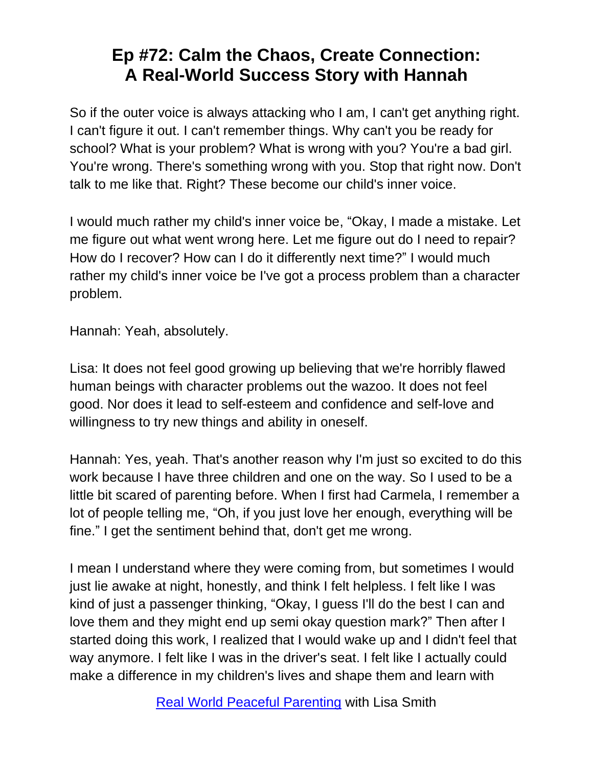# Ep #72: Calm the Chaos, Create Connection: A Real-World Success Story with Hannah

So if the outer voice is always attacking who I am, I can't get anything right. I can't figure it out. I can't remember things. Why can't you be ready for school? What is your problem? What is wrong with you? You're a bad girl. You're wrong. There's something wrong with you. Stop that right now. Don't talk to me like that. Right? These become our child's inner voice.

I would much rather my child's inner voice be, “Okay, I made a mistake. Let me figure out what went wrong here. Let me figure out do I need to repair? How do I recover? How can I do it differently next time?” I would much rather my child's inner voice be I've got a process problem than a character problem.

Hannah: Yeah, absolutely.

Lisa: It does not feel good growing up believing that we're horribly flawed human beings with character problems out the wazoo. It does not feel good. Nor does it lead to self-esteem and confidence and self-love and willingness to try new things and ability in oneself.

Hannah: Yes, yeah. That's another reason why I'm just so excited to do this work because I have three children and one on the way. So I used to be a little bit scared of parenting before. When I first had Carmela, I remember a lot of people telling me, “Oh, if you just love her enough, everything will be fine.” I get the sentiment behind that, don't get me wrong.

I mean I understand where they were coming from, but sometimes I would just lie awake at night, honestly, and think I felt helpless. I felt like I was kind of just a passenger thinking, “Okay, I guess I'll do the best I can and love them and they might end up semi okay question mark?” Then after I started doing this work, I realized that I would wake up and I didn't feel that way anymore. I felt like I was in the driver's seat. I felt like I actually could make a difference in my children's lives and shape them and learn with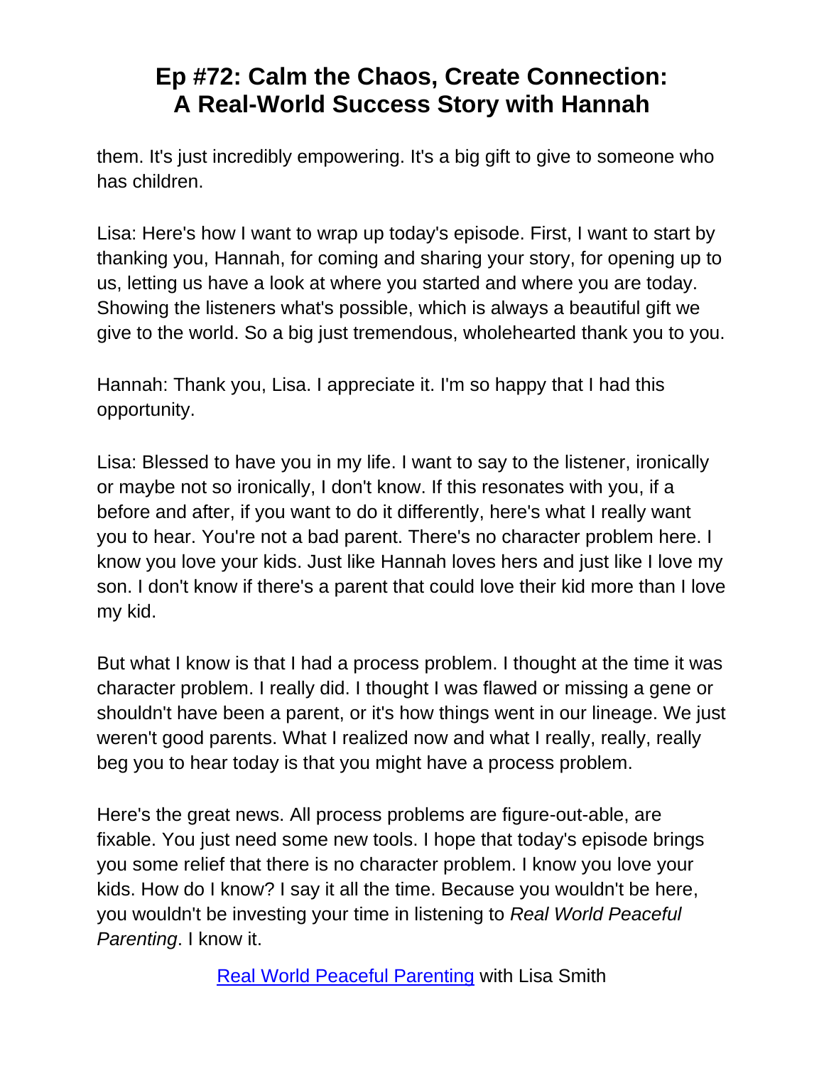them. It's just incredibly empowering. It's a big gift to give to someone who has children.

Lisa: Here's how I want to wrap up today's episode. First, I want to start by thanking you, Hannah, for coming and sharing your story, for opening up to us, letting us have a look at where you started and where you are today. Showing the listeners what's possible, which is always a beautiful gift we give to the world. So a big just tremendous, wholehearted thank you to you.

Hannah: Thank you, Lisa. I appreciate it. I'm so happy that I had this opportunity.

Lisa: Blessed to have you in my life. I want to say to the listener, ironically or maybe not so ironically, I don't know. If this resonates with you, if a before and after, if you want to do it differently, here's what I really want you to hear. You're not a bad parent. There's no character problem here. I know you love your kids. Just like Hannah loves hers and just like I love my son. I don't know if there's a parent that could love their kid more than I love my kid.

But what I know is that I had a process problem. I thought at the time it was character problem. I really did. I thought I was flawed or missing a gene or shouldn't have been a parent, or it's how things went in our lineage. We just weren't good parents. What I realized now and what I really, really, really beg you to hear today is that you might have a process problem.

Here's the great news. All process problems are figure-out-able, are fixable. You just need some new tools. I hope that today's episode brings you some relief that there is no character problem. I know you love your kids. How do I know? I say it all the time. Because you wouldn't be here, you wouldn't be investing your time in listening to *Real World Peaceful Parenting*. I know it.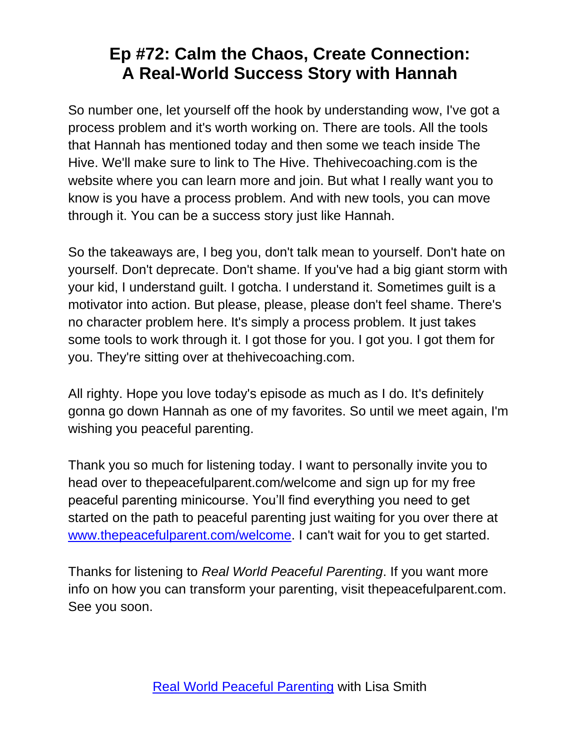# Ep #72: Calm the Chaos, Create Connection: A Real-World Success Story with Hannah

So number one, let yourself off the hook by understanding wow, I've got a process problem and it's worth working on. There are tools. All the tools that Hannah has mentioned today and then some we teach inside The Hive. We'll make sure to link to The Hive. Thehivecoaching.com is the website where you can learn more and join. But what I really want you to know is you have a process problem. And with new tools, you can move through it. You can be a success story just like Hannah.

So the takeaways are, I beg you, don't talk mean to yourself. Don't hate on yourself. Don't deprecate. Don't shame. If you've had a big giant storm with your kid, I understand guilt. I gotcha. I understand it. Sometimes guilt is a motivator into action. But please, please, please don't feel shame. There's no character problem here. It's simply a process problem. It just takes some tools to work through it. I got those for you. I got you. I got them for you. They're sitting over at thehivecoaching.com.

All righty. Hope you love today's episode as much as I do. It's definitely gonna go down Hannah as one of my favorites. So until we meet again, I'm wishing you peaceful parenting.

Thank you so much for listening today. I want to personally invite you to head over to thepeacefulparent.com/welcome and sign up for my free peaceful parenting minicourse. You'll find everything you need to get started on the path to peaceful parenting just waiting for you over there at [www.thepeacefulparent.com/welcome](http://www.thepeacefulparent.com/welcome). I can't wait for you to get started.

Thanks for listening to *Real World Peaceful Parenting*. If you want more info on how you can transform your parenting, visit thepeacefulparent.com. See you soon.